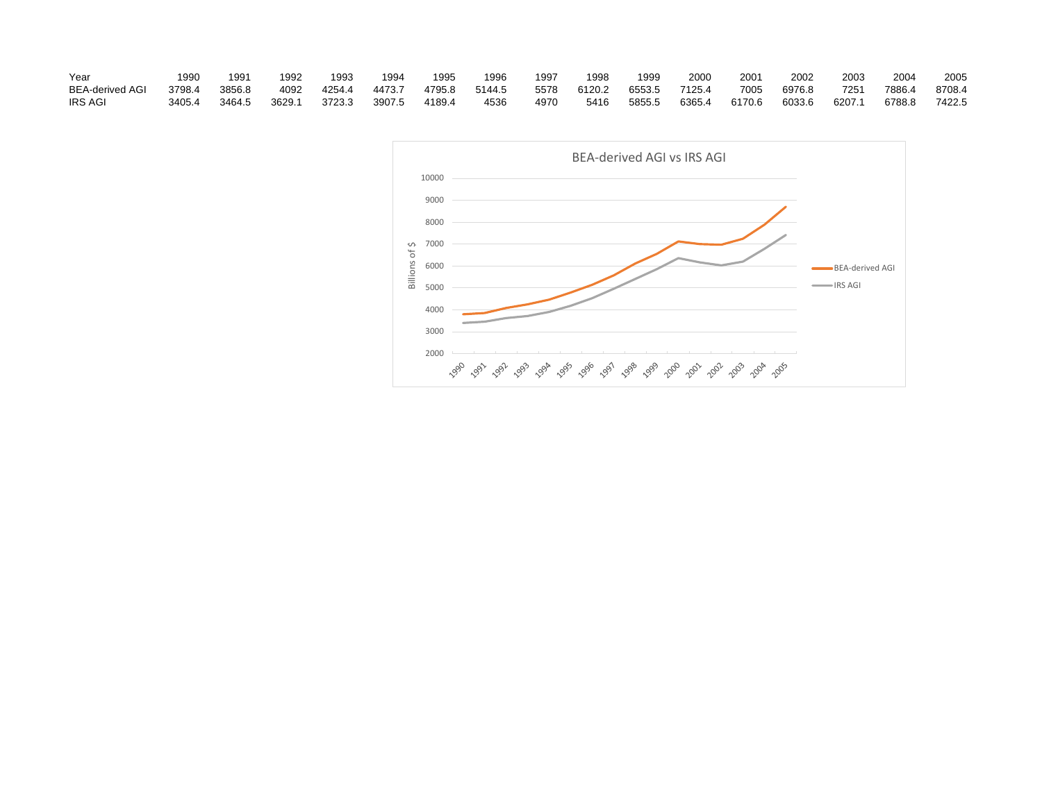| Year | 1990 | 1991 | 1992 | 1993 | 1994 | 1995 | 1996 | 1997 | 1998 | 1999 | 2000 | 2001 | 2002 | 2003 | 2004 | 2005 |
|---|---|---|---|---|---|---|---|---|---|---|---|---|---|---|---|---|
| BEA-derived AGI | 3798.4 | 3856.8 | 4092 | 4254.4 | 4473.7 | 4795.8 | 5144.5 | 5578 | 6120.2 | 6553.5 | 7125.4 | 7005 | 6976.8 | 7251 | 7886.4 | 8708.4 |
| IRS AGI | 3405.4 | 3464.5 | 3629.1 | 3723.3 | 3907.5 | 4189.4 | 4536 | 4970 | 5416 | 5855.5 | 6365.4 | 6170.6 | 6033.6 | 6207.1 | 6788.8 | 7422.5 |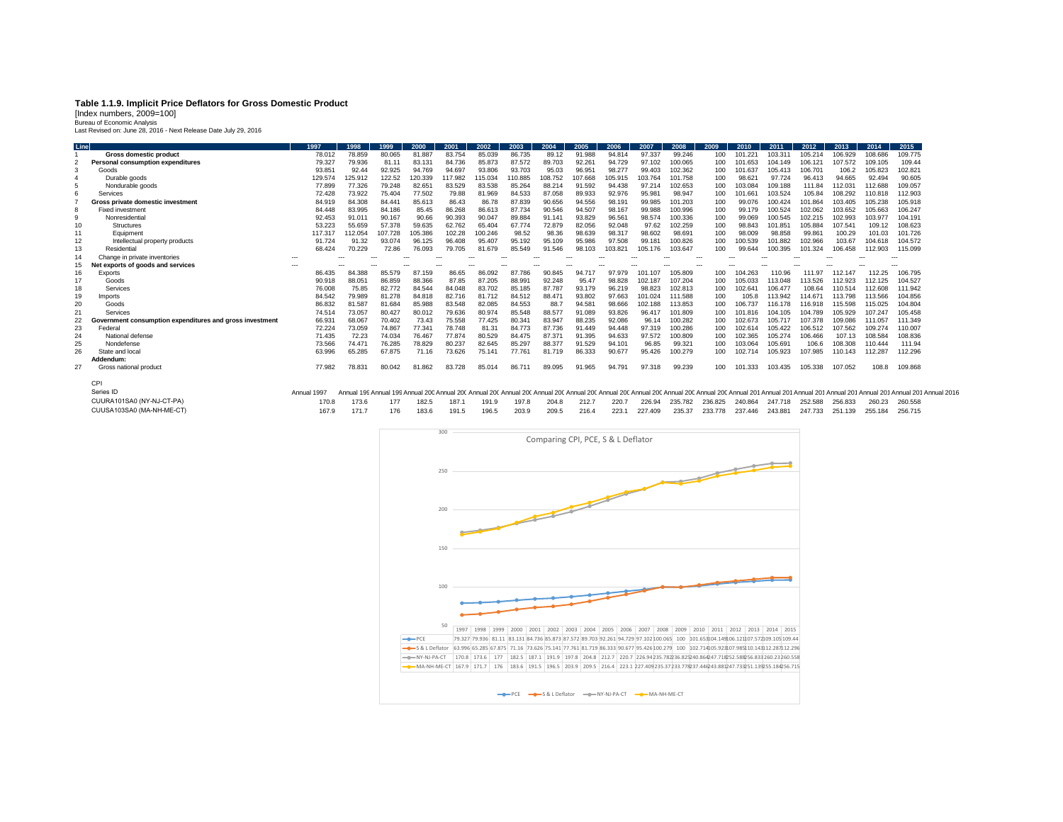# Table 1.1.9. Implicit Price Deflators for Gross Domestic Product

[Index numbers, 2009=100]
Bureau of Economic Analysis
Last Revised on: June 28, 2016 - Next Release Date July 29, 2016

| Line | | 1997 | 1998 | 1999 | 2000 | 2001 | 2002 | 2003 | 2004 | 2005 | 2006 | 2007 | 2008 | 2009 | 2010 | 2011 | 2012 | 2013 | 2014 | 2015 |
|---|---|---|---|---|---|---|---|---|---|---|---|---|---|---|---|---|---|---|---|---|
| 1 | **Gross domestic product** | 78.012 | 78.859 | 80.065 | 81.887 | 83.754 | 85.039 | 86.735 | 89.12 | 91.988 | 94.814 | 97.337 | 99.246 | 100 | 101.221 | 103.311 | 105.214 | 106.929 | 108.686 | 109.775 |
| 2 | **Personal consumption expenditures** | 79.327 | 79.936 | 81.11 | 83.131 | 84.736 | 85.873 | 87.572 | 89.703 | 92.261 | 94.729 | 97.102 | 100.065 | 100 | 101.653 | 104.149 | 106.121 | 107.572 | 109.105 | 109.44 |
| 3 | Goods | 93.851 | 92.44 | 92.925 | 94.769 | 94.697 | 93.806 | 93.703 | 95.03 | 96.951 | 98.277 | 99.403 | 102.362 | 100 | 101.637 | 105.413 | 106.701 | 106.2 | 105.823 | 102.821 |
| 4 | Durable goods | 129.574 | 125.912 | 122.52 | 120.339 | 117.982 | 115.034 | 110.885 | 108.752 | 107.668 | 105.915 | 103.764 | 101.758 | 100 | 98.621 | 97.724 | 96.413 | 94.665 | 92.494 | 90.605 |
| 5 | Nondurable goods | 77.899 | 77.326 | 79.248 | 82.651 | 83.529 | 83.538 | 85.264 | 88.214 | 91.592 | 94.438 | 97.214 | 102.653 | 100 | 103.084 | 109.188 | 111.84 | 112.031 | 112.688 | 109.057 |
| 6 | Services | 72.428 | 73.922 | 75.404 | 77.502 | 79.88 | 81.969 | 84.533 | 87.058 | 89.933 | 92.976 | 95.981 | 98.947 | 100 | 101.661 | 103.524 | 105.84 | 108.292 | 110.818 | 112.903 |
| 7 | **Gross private domestic investment** | 84.919 | 84.308 | 84.441 | 85.613 | 86.43 | 86.78 | 87.839 | 90.656 | 94.556 | 98.191 | 99.985 | 101.203 | 100 | 99.076 | 100.424 | 101.864 | 103.405 | 105.238 | 105.918 |
| 8 | Fixed investment | 84.448 | 83.995 | 84.186 | 85.45 | 86.268 | 86.613 | 87.734 | 90.546 | 94.507 | 98.167 | 99.988 | 100.996 | 100 | 99.179 | 100.524 | 102.062 | 103.652 | 105.663 | 106.247 |
| 9 | Nonresidential | 92.453 | 91.011 | 90.167 | 90.66 | 90.393 | 90.047 | 89.884 | 91.141 | 93.829 | 96.561 | 98.574 | 100.336 | 100 | 99.069 | 100.545 | 102.215 | 102.993 | 103.977 | 104.191 |
| 10 | Structures | 53.223 | 55.659 | 57.378 | 59.635 | 62.762 | 65.404 | 67.774 | 72.879 | 82.056 | 92.048 | 97.62 | 102.259 | 100 | 98.843 | 101.851 | 105.884 | 107.541 | 109.12 | 108.623 |
| 11 | Equipment | 117.317 | 112.054 | 107.728 | 105.386 | 102.28 | 100.246 | 98.52 | 98.36 | 98.639 | 98.317 | 98.602 | 98.691 | 100 | 98.009 | 98.858 | 99.861 | 100.29 | 101.03 | 101.726 |
| 12 | Intellectual property products | 91.724 | 91.32 | 93.074 | 96.125 | 96.408 | 95.407 | 95.192 | 95.109 | 95.986 | 97.508 | 99.181 | 100.826 | 100 | 100.539 | 101.882 | 102.966 | 103.67 | 104.618 | 104.572 |
| 13 | Residential | 68.424 | 70.229 | 72.86 | 76.093 | 79.705 | 81.679 | 85.549 | 91.546 | 98.103 | 103.821 | 105.176 | 103.647 | 100 | 99.644 | 100.395 | 101.324 | 106.458 | 112.903 | 115.099 |
| 14 | Change in private inventories | --- | --- | --- | --- | --- | --- | --- | --- | --- | --- | --- | --- | --- | --- | --- | --- | --- | --- | --- |
| 15 | **Net exports of goods and services** | --- | --- | --- | --- | --- | --- | --- | --- | --- | --- | --- | --- | --- | --- | --- | --- | --- | --- | --- |
| 16 | Exports | 86.435 | 84.388 | 85.579 | 87.159 | 86.65 | 86.092 | 87.786 | 90.845 | 94.717 | 97.979 | 101.107 | 105.809 | 100 | 104.263 | 110.96 | 111.97 | 112.147 | 112.25 | 106.795 |
| 17 | Goods | 90.918 | 88.051 | 86.859 | 88.366 | 87.85 | 87.205 | 88.991 | 92.248 | 95.47 | 98.828 | 102.187 | 107.204 | 100 | 105.033 | 113.048 | 113.526 | 112.923 | 112.125 | 104.527 |
| 18 | Services | 76.008 | 75.85 | 82.772 | 84.544 | 84.048 | 83.702 | 85.185 | 87.787 | 93.179 | 96.219 | 98.823 | 102.813 | 100 | 102.641 | 106.477 | 108.64 | 110.514 | 112.608 | 111.942 |
| 19 | Imports | 84.542 | 79.989 | 81.278 | 84.818 | 82.716 | 81.712 | 84.512 | 88.471 | 93.802 | 97.663 | 101.024 | 111.588 | 100 | 105.8 | 113.942 | 114.671 | 113.798 | 113.566 | 104.856 |
| 20 | Goods | 86.832 | 81.587 | 81.684 | 85.988 | 83.548 | 82.085 | 84.553 | 88.7 | 94.581 | 98.666 | 102.188 | 113.853 | 100 | 106.737 | 116.178 | 116.918 | 115.598 | 115.025 | 104.804 |
| 21 | Services | 74.514 | 73.057 | 80.427 | 80.012 | 79.636 | 80.974 | 85.548 | 88.577 | 91.089 | 93.826 | 96.417 | 101.809 | 100 | 101.816 | 104.105 | 104.789 | 105.929 | 107.247 | 105.458 |
| 22 | **Government consumption expenditures and gross investment** | 66.931 | 68.067 | 70.402 | 73.43 | 75.558 | 77.425 | 80.341 | 83.947 | 88.235 | 92.086 | 96.14 | 100.282 | 100 | 102.673 | 105.717 | 107.378 | 109.086 | 111.057 | 111.349 |
| 23 | Federal | 72.224 | 73.059 | 74.867 | 77.341 | 78.748 | 81.31 | 84.773 | 87.736 | 91.449 | 94.448 | 97.319 | 100.286 | 100 | 102.614 | 105.422 | 106.512 | 107.562 | 109.274 | 110.007 |
| 24 | National defense | 71.435 | 72.23 | 74.034 | 76.467 | 77.874 | 80.529 | 84.475 | 87.371 | 91.395 | 94.633 | 97.572 | 100.809 | 100 | 102.365 | 105.274 | 106.466 | 107.13 | 108.584 | 108.836 |
| 25 | Nondefense | 73.566 | 74.471 | 76.285 | 78.829 | 80.237 | 82.645 | 85.297 | 88.377 | 91.529 | 94.101 | 96.85 | 99.321 | 100 | 103.064 | 105.691 | 106.6 | 108.308 | 110.444 | 111.94 |
| 26 | State and local | 63.996 | 65.285 | 67.875 | 71.16 | 73.626 | 75.141 | 77.761 | 81.719 | 86.333 | 90.677 | 95.426 | 100.279 | 100 | 102.714 | 105.923 | 107.985 | 110.143 | 112.287 | 112.296 |
| | **Addendum:** | | | | | | | | | | | | | | | | | | | |
| 27 | Gross national product | 77.982 | 78.831 | 80.042 | 81.862 | 83.728 | 85.014 | 86.711 | 89.095 | 91.965 | 94.791 | 97.318 | 99.239 | 100 | 101.333 | 103.435 | 105.338 | 107.052 | 108.8 | 109.868 |

CPI

| Series ID | Annual 1997 | Annual 199 | Annual 199 | Annual 200 | Annual 200 | Annual 200 | Annual 200 | Annual 200 | Annual 200 | Annual 200 | Annual 200 | Annual 200 | Annual 200 | Annual 201 | Annual 201 | Annual 201 | Annual 201 | Annual 201 | Annual 201 | Annual 2016 |
|---|---|---|---|---|---|---|---|---|---|---|---|---|---|---|---|---|---|---|---|---|
| CUURA101SA0 (NY-NJ-CT-PA) | 170.8 | 173.6 | 177 | 182.5 | 187.1 | 191.9 | 197.8 | 204.8 | 212.7 | 220.7 | 226.94 | 235.782 | 236.825 | 240.864 | 247.718 | 252.588 | 256.833 | 260.23 | 260.558 | |
| CUUSA103SA0 (MA-NH-ME-CT) | 167.9 | 171.7 | 176 | 183.6 | 191.5 | 196.5 | 203.9 | 209.5 | 216.4 | 223.1 | 227.409 | 235.37 | 233.778 | 237.446 | 243.881 | 247.733 | 251.139 | 255.184 | 256.715 | |

Comparing CPI, PCE, S & L Deflator

300
250
200
150
100
50

1997 1998 1999 2000 2001 2002 2003 2004 2005 2006 2007 2008 2009 2010 2011 2012 2013 2014 2015

PCE 79.327 79.936 81.11 83.131 84.736 85.873 87.572 89.703 92.261 94.729 97.102 100.065 100 101.653 104.149 106.121 107.572 109.105 109.44

S & L Deflator 63.996 65.285 67.875 71.16 73.626 75.141 77.761 81.719 86.333 90.677 95.426 100.279 100 102.714 105.923 107.985 110.143 112.287 112.296

NY-NJ-PA-CT 170.8 173.6 177 182.5 187.1 191.9 197.8 204.8 212.7 220.7 226.94 235.782 236.825 240.864 247.718 252.588 256.833 260.23 260.558

MA-NH-ME-CT 167.9 171.7 176 183.6 191.5 196.5 203.9 209.5 216.4 223.1 227.409 235.37 233.778 237.446 243.881 247.733 251.139 255.184 256.715

PCE S & L Deflator NY-NJ-PA-CT MA-NH-ME-CT